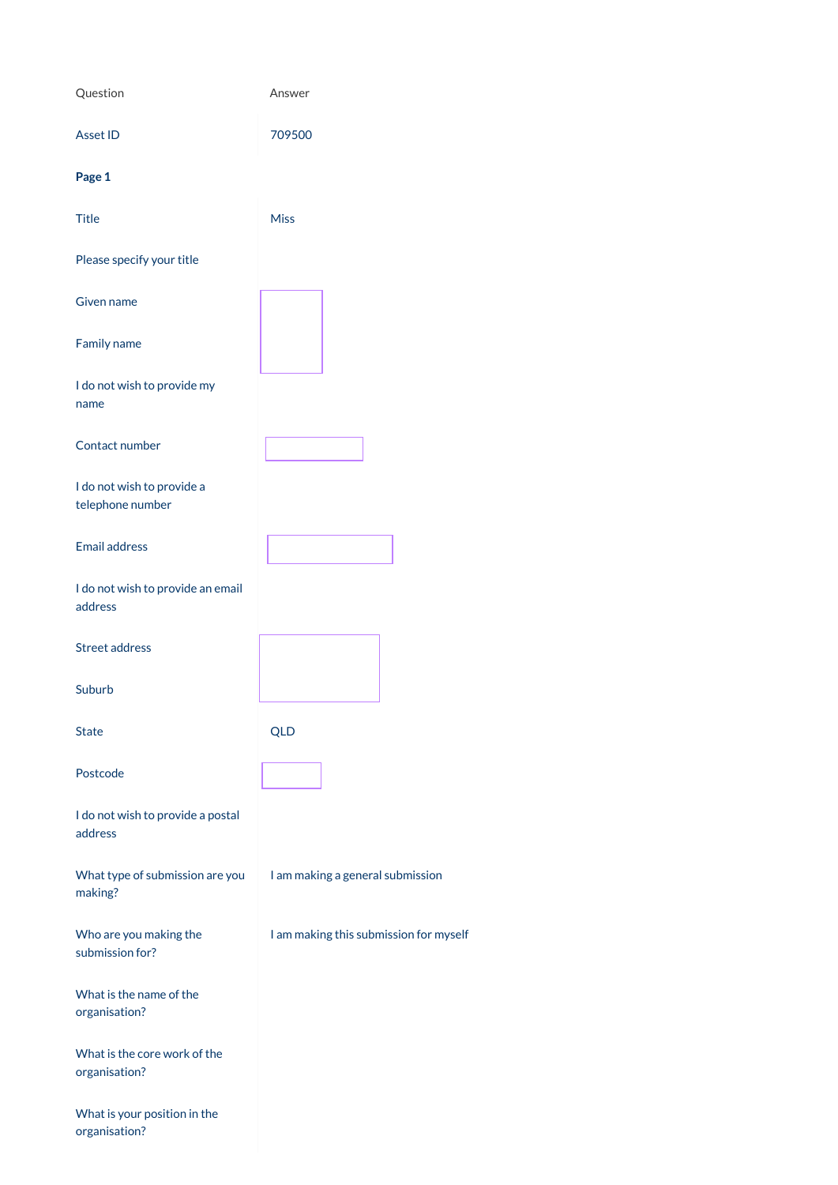| Question | Answer |
| --- | --- |
| Asset ID | 709500 |
| **Page 1** | |
| Title | Miss |
| Please specify your title | |
| Given name | |
| Family name | |
| I do not wish to provide my name | |
| Contact number | |
| I do not wish to provide a telephone number | |
| Email address | |
| I do not wish to provide an email address | |
| Street address | |
| Suburb | |
| State | QLD |
| Postcode | |
| I do not wish to provide a postal address | |
| What type of submission are you making? | I am making a general submission |
| Who are you making the submission for? | I am making this submission for myself |
| What is the name of the organisation? | |
| What is the core work of the organisation? | |
| What is your position in the organisation? | |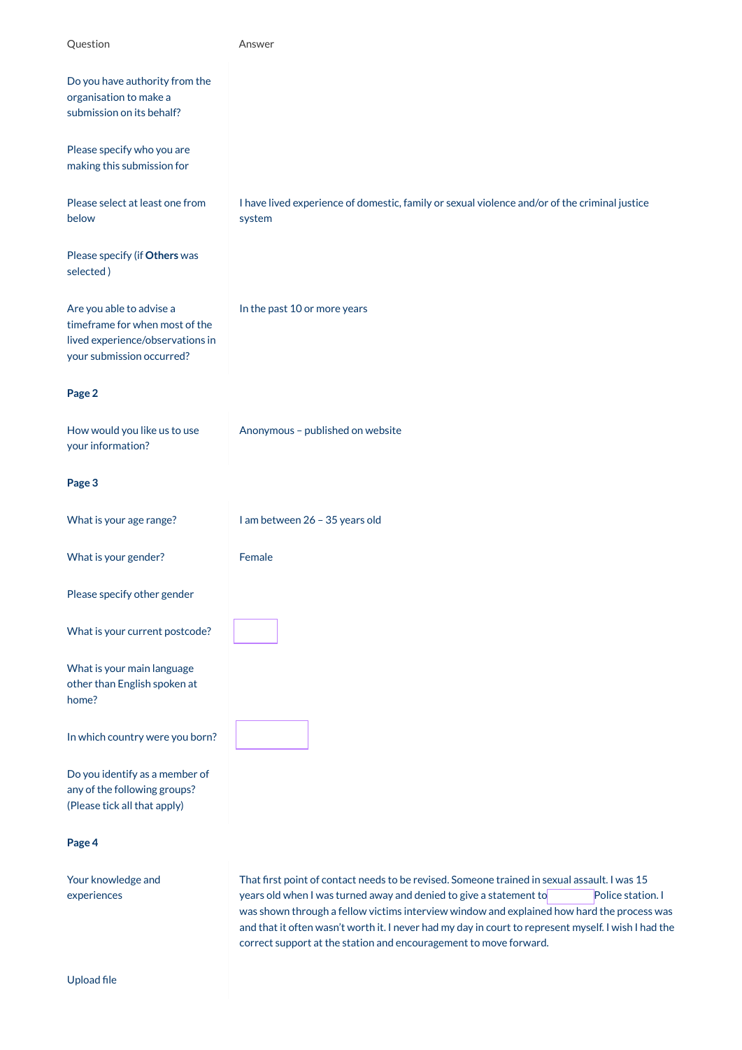| Question | Answer |
|---|---|
| Do you have authority from the organisation to make a submission on its behalf? | |
| Please specify who you are making this submission for | |
| Please select at least one from below | I have lived experience of domestic, family or sexual violence and/or of the criminal justice system |
| Please specify (if **Others** was selected ) | |
| Are you able to advise a timeframe for when most of the lived experience/observations in your submission occurred? | In the past 10 or more years |

**Page 2**

| | |
|---|---|
| How would you like us to use your information? | Anonymous – published on website |

**Page 3**

| | |
|---|---|
| What is your age range? | I am between 26 – 35 years old |
| What is your gender? | Female |
| Please specify other gender | |
| What is your current postcode? | |
| What is your main language other than English spoken at home? | |
| In which country were you born? | |
| Do you identify as a member of any of the following groups? (Please tick all that apply) | |

**Page 4**

| | |
|---|---|
| Your knowledge and experiences | That first point of contact needs to be revised. Someone trained in sexual assault. I was 15 years old when I was turned away and denied to give a statement to Police station. I was shown through a fellow victims interview window and explained how hard the process was and that it often wasn't worth it. I never had my day in court to represent myself. I wish I had the correct support at the station and encouragement to move forward. |
| Upload file | |